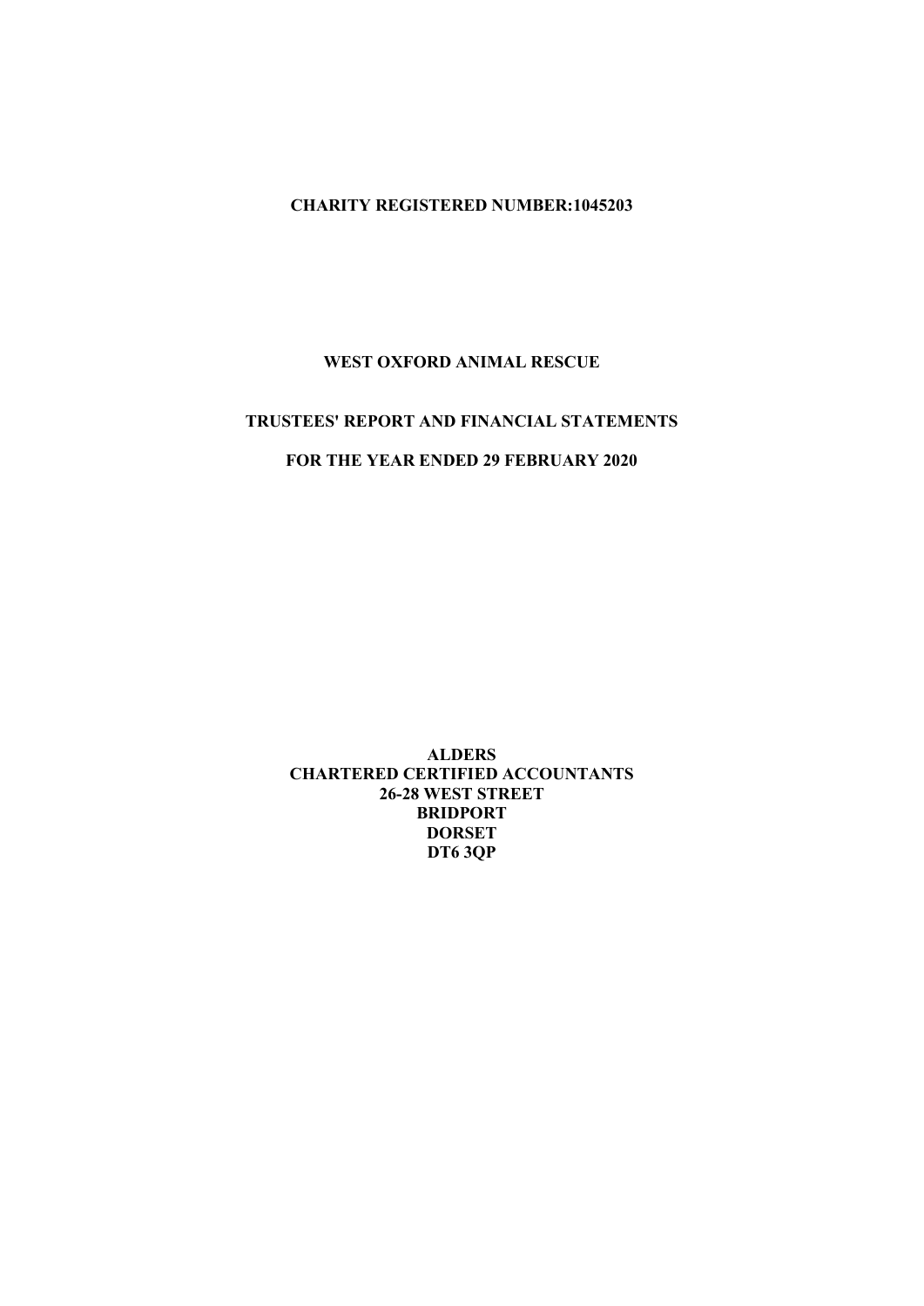**CHARITY REGISTERED NUMBER:1045203**

# WEST OXFORD ANIMAL RESCUE

## TRUSTEES' REPORT AND FINANCIAL STATEMENTS

## FOR THE YEAR ENDED 29 FEBRUARY 2020

**ALDERS**
**CHARTERED CERTIFIED ACCOUNTANTS**
**26-28 WEST STREET**
**BRIDPORT**
**DORSET**
**DT6 3QP**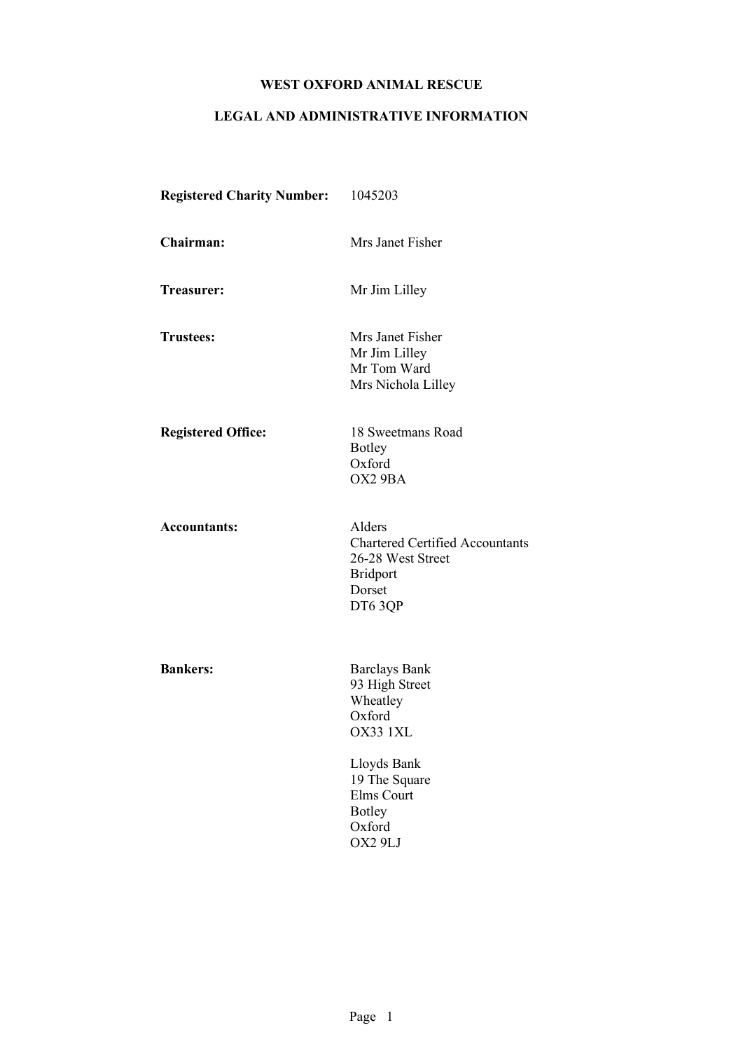# WEST OXFORD ANIMAL RESCUE

## LEGAL AND ADMINISTRATIVE INFORMATION

**Registered Charity Number:** 1045203

**Chairman:** Mrs Janet Fisher

**Treasurer:** Mr Jim Lilley

**Trustees:**
Mrs Janet Fisher
Mr Jim Lilley
Mr Tom Ward
Mrs Nichola Lilley

**Registered Office:**
18 Sweetmans Road
Botley
Oxford
OX2 9BA

**Accountants:**
Alders
Chartered Certified Accountants
26-28 West Street
Bridport
Dorset
DT6 3QP

**Bankers:**
Barclays Bank
93 High Street
Wheatley
Oxford
OX33 1XL

Lloyds Bank
19 The Square
Elms Court
Botley
Oxford
OX2 9LJ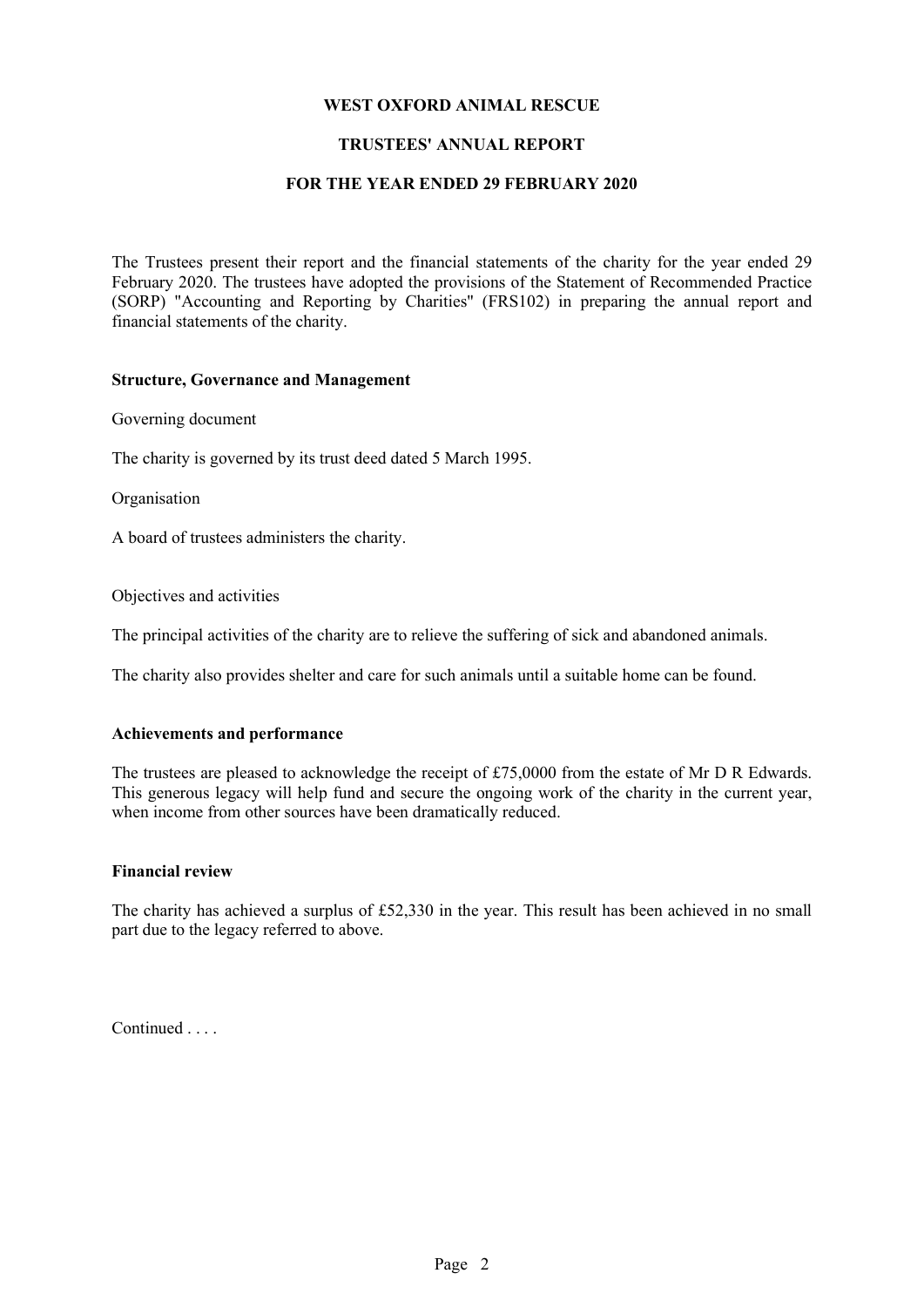**WEST OXFORD ANIMAL RESCUE**

**TRUSTEES' ANNUAL REPORT**

**FOR THE YEAR ENDED 29 FEBRUARY 2020**

The Trustees present their report and the financial statements of the charity for the year ended 29 February 2020. The trustees have adopted the provisions of the Statement of Recommended Practice (SORP) "Accounting and Reporting by Charities" (FRS102) in preparing the annual report and financial statements of the charity.

**Structure, Governance and Management**

Governing document

The charity is governed by its trust deed dated 5 March 1995.

Organisation

A board of trustees administers the charity.

Objectives and activities

The principal activities of the charity are to relieve the suffering of sick and abandoned animals.

The charity also provides shelter and care for such animals until a suitable home can be found.

**Achievements and performance**

The trustees are pleased to acknowledge the receipt of £75,0000 from the estate of Mr D R Edwards. This generous legacy will help fund and secure the ongoing work of the charity in the current year, when income from other sources have been dramatically reduced.

**Financial review**

The charity has achieved a surplus of £52,330 in the year. This result has been achieved in no small part due to the legacy referred to above.

Continued . . . .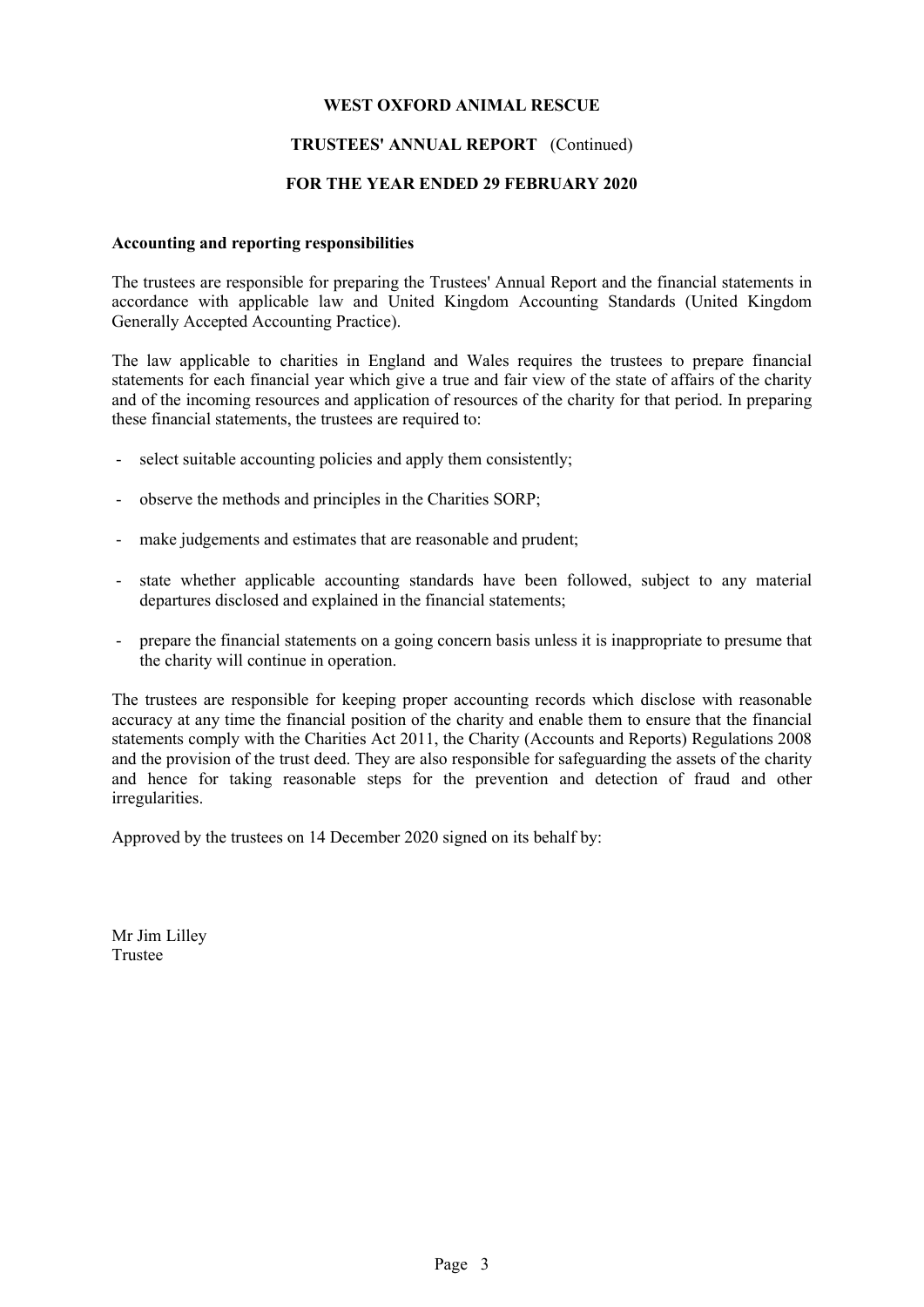# WEST OXFORD ANIMAL RESCUE

## TRUSTEES' ANNUAL REPORT (Continued)

## FOR THE YEAR ENDED 29 FEBRUARY 2020

**Accounting and reporting responsibilities**

The trustees are responsible for preparing the Trustees' Annual Report and the financial statements in accordance with applicable law and United Kingdom Accounting Standards (United Kingdom Generally Accepted Accounting Practice).

The law applicable to charities in England and Wales requires the trustees to prepare financial statements for each financial year which give a true and fair view of the state of affairs of the charity and of the incoming resources and application of resources of the charity for that period. In preparing these financial statements, the trustees are required to:

- select suitable accounting policies and apply them consistently;
- observe the methods and principles in the Charities SORP;
- make judgements and estimates that are reasonable and prudent;
- state whether applicable accounting standards have been followed, subject to any material departures disclosed and explained in the financial statements;
- prepare the financial statements on a going concern basis unless it is inappropriate to presume that the charity will continue in operation.

The trustees are responsible for keeping proper accounting records which disclose with reasonable accuracy at any time the financial position of the charity and enable them to ensure that the financial statements comply with the Charities Act 2011, the Charity (Accounts and Reports) Regulations 2008 and the provision of the trust deed. They are also responsible for safeguarding the assets of the charity and hence for taking reasonable steps for the prevention and detection of fraud and other irregularities.

Approved by the trustees on 14 December 2020 signed on its behalf by:

Mr Jim Lilley
Trustee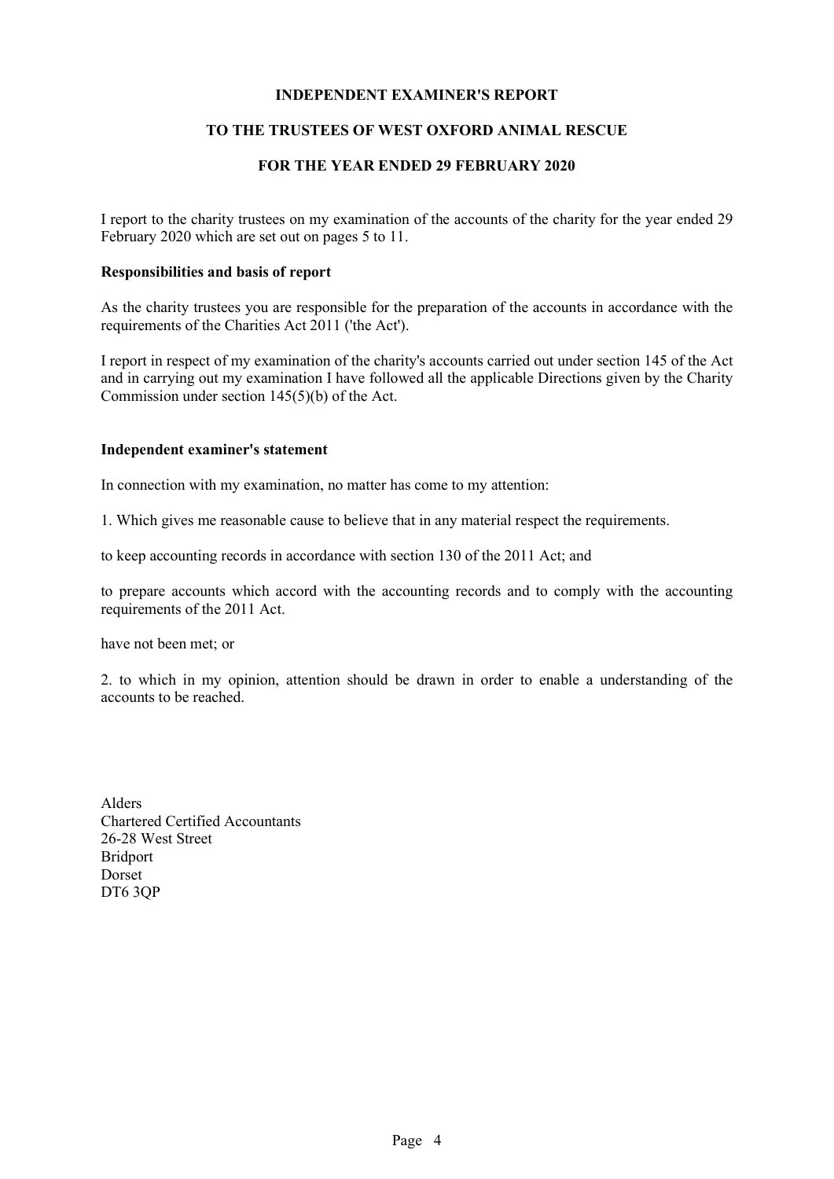# INDEPENDENT EXAMINER'S REPORT

## TO THE TRUSTEES OF WEST OXFORD ANIMAL RESCUE

## FOR THE YEAR ENDED 29 FEBRUARY 2020

I report to the charity trustees on my examination of the accounts of the charity for the year ended 29 February 2020 which are set out on pages 5 to 11.

**Responsibilities and basis of report**

As the charity trustees you are responsible for the preparation of the accounts in accordance with the requirements of the Charities Act 2011 ('the Act').

I report in respect of my examination of the charity's accounts carried out under section 145 of the Act and in carrying out my examination I have followed all the applicable Directions given by the Charity Commission under section 145(5)(b) of the Act.

**Independent examiner's statement**

In connection with my examination, no matter has come to my attention:

1. Which gives me reasonable cause to believe that in any material respect the requirements.

to keep accounting records in accordance with section 130 of the 2011 Act; and

to prepare accounts which accord with the accounting records and to comply with the accounting requirements of the 2011 Act.

have not been met; or

2. to which in my opinion, attention should be drawn in order to enable a understanding of the accounts to be reached.

Alders
Chartered Certified Accountants
26-28 West Street
Bridport
Dorset
DT6 3QP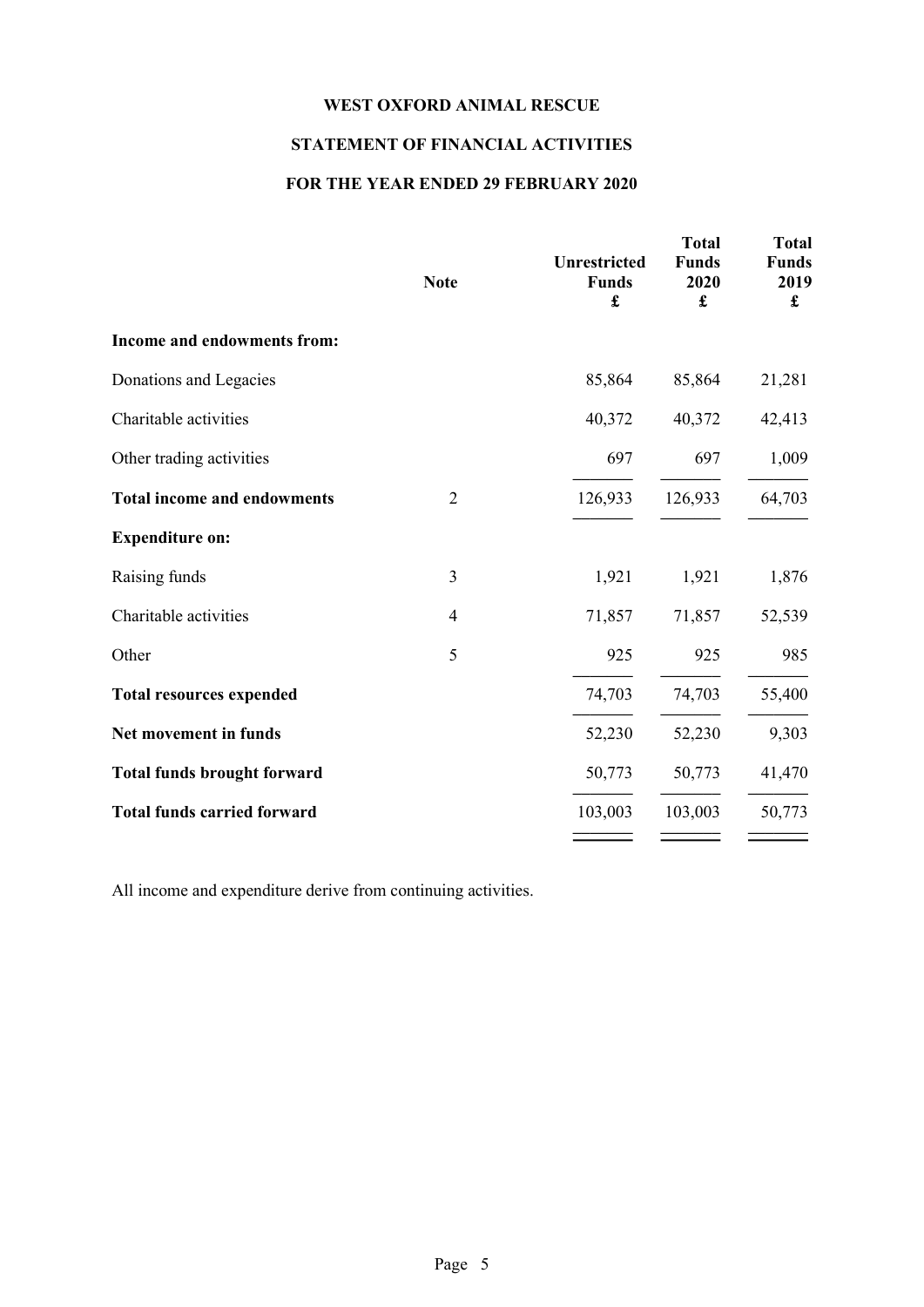# WEST OXFORD ANIMAL RESCUE

## STATEMENT OF FINANCIAL ACTIVITIES

## FOR THE YEAR ENDED 29 FEBRUARY 2020

| | Note | Unrestricted Funds £ | Total Funds 2020 £ | Total Funds 2019 £ |
|---|---|---|---|---|
| **Income and endowments from:** | | | | |
| Donations and Legacies | | 85,864 | 85,864 | 21,281 |
| Charitable activities | | 40,372 | 40,372 | 42,413 |
| Other trading activities | | 697 | 697 | 1,009 |
| **Total income and endowments** | 2 | 126,933 | 126,933 | 64,703 |
| **Expenditure on:** | | | | |
| Raising funds | 3 | 1,921 | 1,921 | 1,876 |
| Charitable activities | 4 | 71,857 | 71,857 | 52,539 |
| Other | 5 | 925 | 925 | 985 |
| **Total resources expended** | | 74,703 | 74,703 | 55,400 |
| **Net movement in funds** | | 52,230 | 52,230 | 9,303 |
| **Total funds brought forward** | | 50,773 | 50,773 | 41,470 |
| **Total funds carried forward** | | 103,003 | 103,003 | 50,773 |

All income and expenditure derive from continuing activities.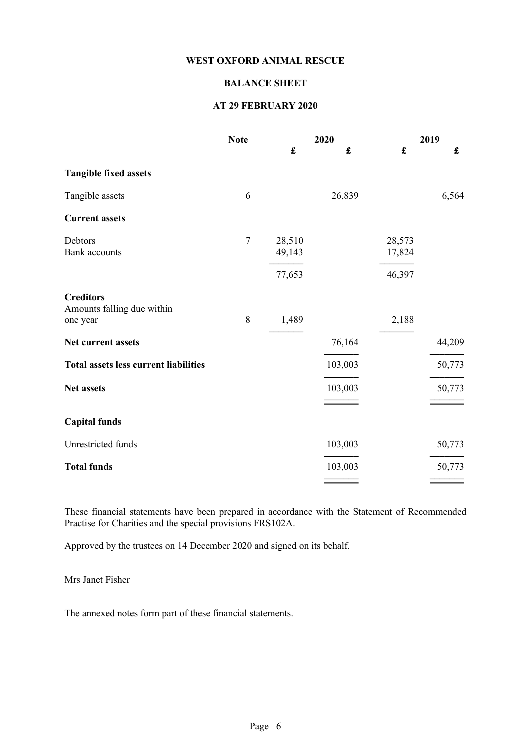**WEST OXFORD ANIMAL RESCUE**

**BALANCE SHEET**

**AT 29 FEBRUARY 2020**

| | Note | 2020 | | 2019 | |
|---|---|---|---|---|---|
| | | £ | £ | £ | £ |
| **Tangible fixed assets** | | | | | |
| Tangible assets | 6 | | 26,839 | | 6,564 |
| **Current assets** | | | | | |
| Debtors | 7 | 28,510 | | 28,573 | |
| Bank accounts | | 49,143 | | 17,824 | |
| | | 77,653 | | 46,397 | |
| **Creditors** Amounts falling due within one year | 8 | 1,489 | | 2,188 | |
| **Net current assets** | | | 76,164 | | 44,209 |
| **Total assets less current liabilities** | | | 103,003 | | 50,773 |
| **Net assets** | | | 103,003 | | 50,773 |
| **Capital funds** | | | | | |
| Unrestricted funds | | | 103,003 | | 50,773 |
| **Total funds** | | | 103,003 | | 50,773 |

These financial statements have been prepared in accordance with the Statement of Recommended Practise for Charities and the special provisions FRS102A.

Approved by the trustees on 14 December 2020 and signed on its behalf.

Mrs Janet Fisher

The annexed notes form part of these financial statements.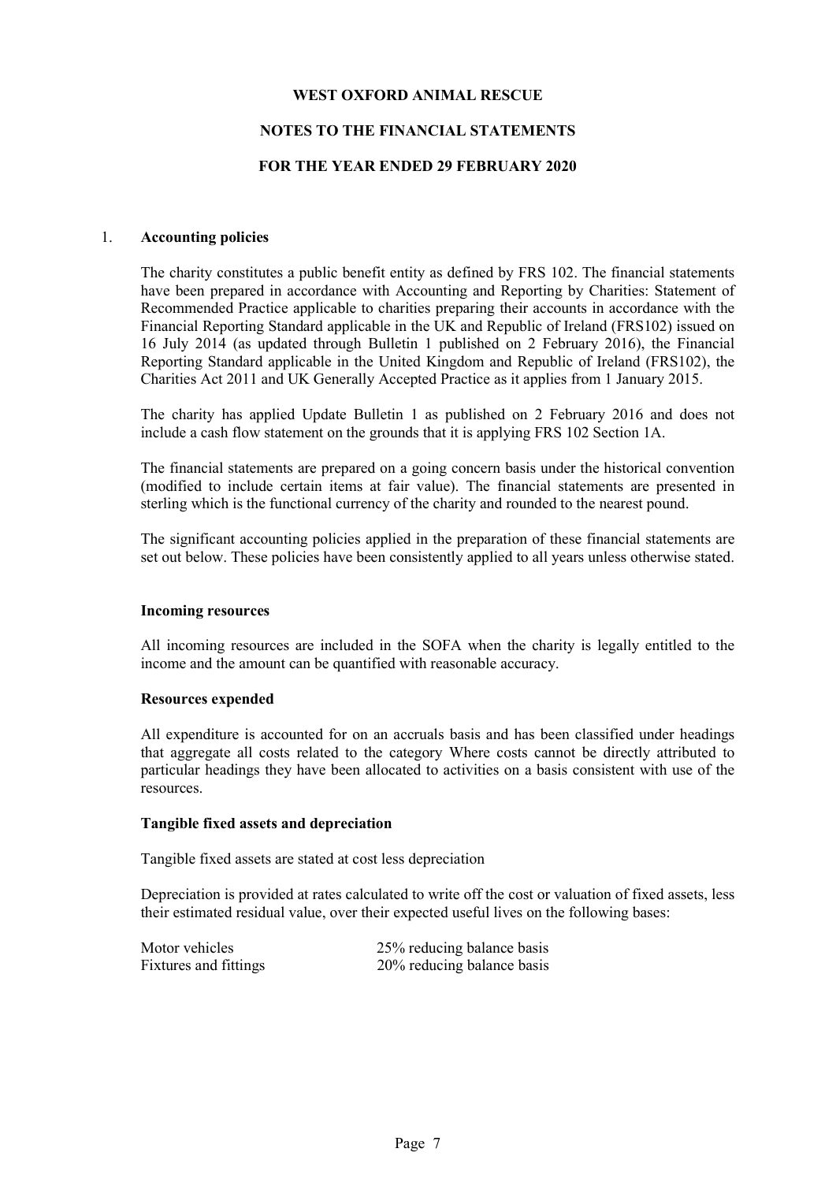# WEST OXFORD ANIMAL RESCUE

## NOTES TO THE FINANCIAL STATEMENTS

## FOR THE YEAR ENDED 29 FEBRUARY 2020

### 1. Accounting policies

The charity constitutes a public benefit entity as defined by FRS 102. The financial statements have been prepared in accordance with Accounting and Reporting by Charities: Statement of Recommended Practice applicable to charities preparing their accounts in accordance with the Financial Reporting Standard applicable in the UK and Republic of Ireland (FRS102) issued on 16 July 2014 (as updated through Bulletin 1 published on 2 February 2016), the Financial Reporting Standard applicable in the United Kingdom and Republic of Ireland (FRS102), the Charities Act 2011 and UK Generally Accepted Practice as it applies from 1 January 2015.

The charity has applied Update Bulletin 1 as published on 2 February 2016 and does not include a cash flow statement on the grounds that it is applying FRS 102 Section 1A.

The financial statements are prepared on a going concern basis under the historical convention (modified to include certain items at fair value). The financial statements are presented in sterling which is the functional currency of the charity and rounded to the nearest pound.

The significant accounting policies applied in the preparation of these financial statements are set out below. These policies have been consistently applied to all years unless otherwise stated.

**Incoming resources**

All incoming resources are included in the SOFA when the charity is legally entitled to the income and the amount can be quantified with reasonable accuracy.

**Resources expended**

All expenditure is accounted for on an accruals basis and has been classified under headings that aggregate all costs related to the category Where costs cannot be directly attributed to particular headings they have been allocated to activities on a basis consistent with use of the resources.

**Tangible fixed assets and depreciation**

Tangible fixed assets are stated at cost less depreciation

Depreciation is provided at rates calculated to write off the cost or valuation of fixed assets, less their estimated residual value, over their expected useful lives on the following bases:

| | |
|---|---|
| Motor vehicles | 25% reducing balance basis |
| Fixtures and fittings | 20% reducing balance basis |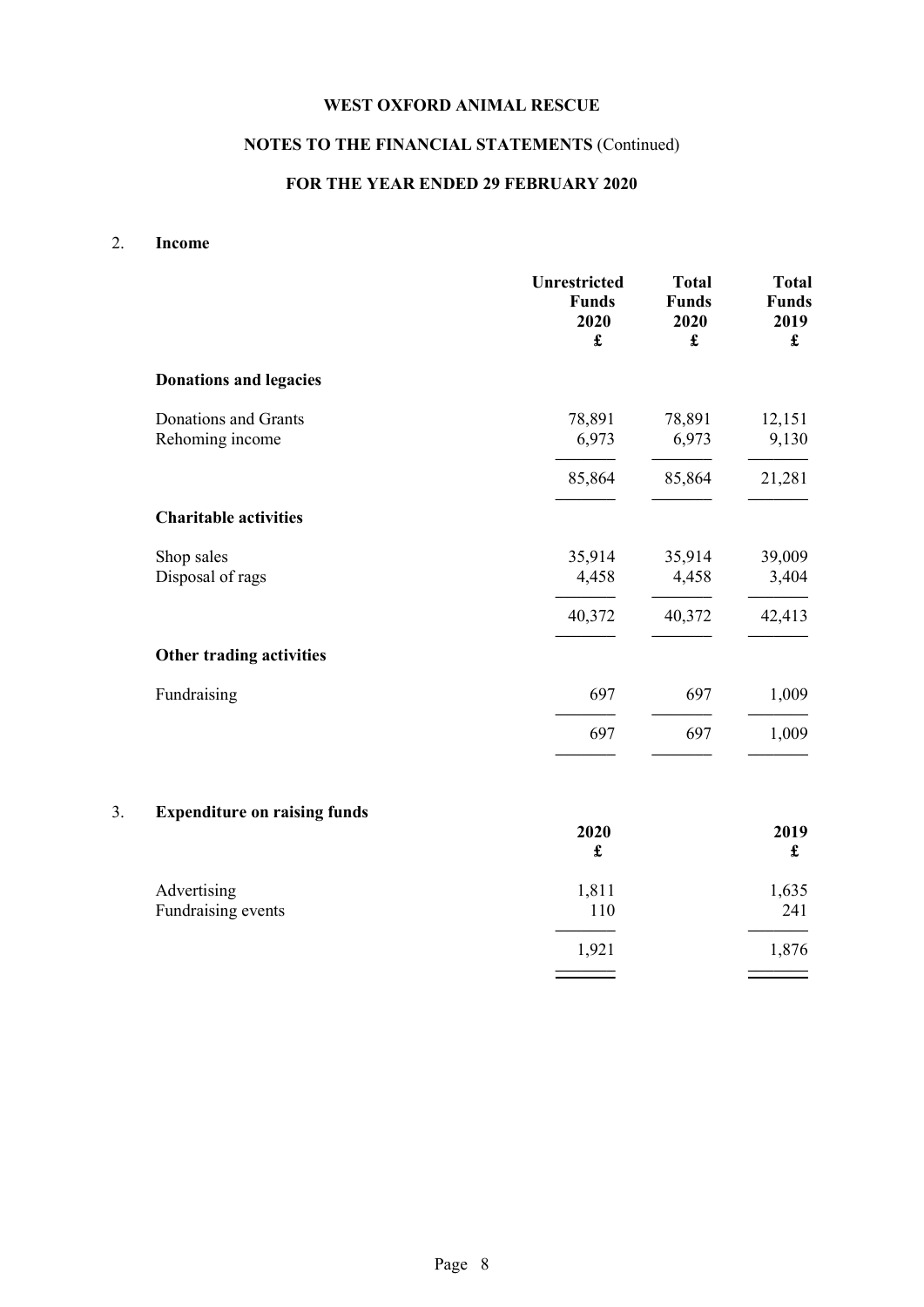# WEST OXFORD ANIMAL RESCUE

## NOTES TO THE FINANCIAL STATEMENTS (Continued)

## FOR THE YEAR ENDED 29 FEBRUARY 2020

### 2. Income

| | Unrestricted Funds 2020 £ | Total Funds 2020 £ | Total Funds 2019 £ |
|---|---|---|---|
| **Donations and legacies** | | | |
| Donations and Grants | 78,891 | 78,891 | 12,151 |
| Rehoming income | 6,973 | 6,973 | 9,130 |
| | 85,864 | 85,864 | 21,281 |
| **Charitable activities** | | | |
| Shop sales | 35,914 | 35,914 | 39,009 |
| Disposal of rags | 4,458 | 4,458 | 3,404 |
| | 40,372 | 40,372 | 42,413 |
| **Other trading activities** | | | |
| Fundraising | 697 | 697 | 1,009 |
| | 697 | 697 | 1,009 |

### 3. Expenditure on raising funds

| | 2020 £ | 2019 £ |
|---|---|---|
| Advertising | 1,811 | 1,635 |
| Fundraising events | 110 | 241 |
| | 1,921 | 1,876 |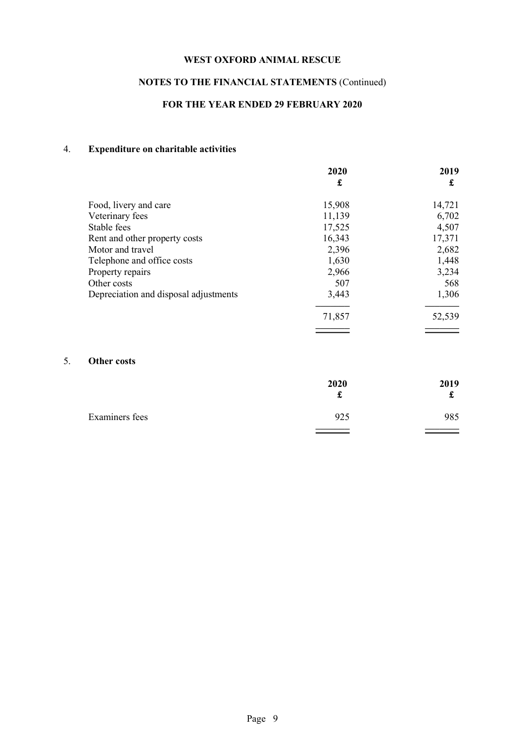**WEST OXFORD ANIMAL RESCUE**

**NOTES TO THE FINANCIAL STATEMENTS** (Continued)

**FOR THE YEAR ENDED 29 FEBRUARY 2020**

## 4. Expenditure on charitable activities

| | **2020** **£** | **2019** **£** |
|---|---:|---:|
| Food, livery and care | 15,908 | 14,721 |
| Veterinary fees | 11,139 | 6,702 |
| Stable fees | 17,525 | 4,507 |
| Rent and other property costs | 16,343 | 17,371 |
| Motor and travel | 2,396 | 2,682 |
| Telephone and office costs | 1,630 | 1,448 |
| Property repairs | 2,966 | 3,234 |
| Other costs | 507 | 568 |
| Depreciation and disposal adjustments | 3,443 | 1,306 |
| | 71,857 | 52,539 |

## 5. Other costs

| | **2020** **£** | **2019** **£** |
|---|---:|---:|
| Examiners fees | 925 | 985 |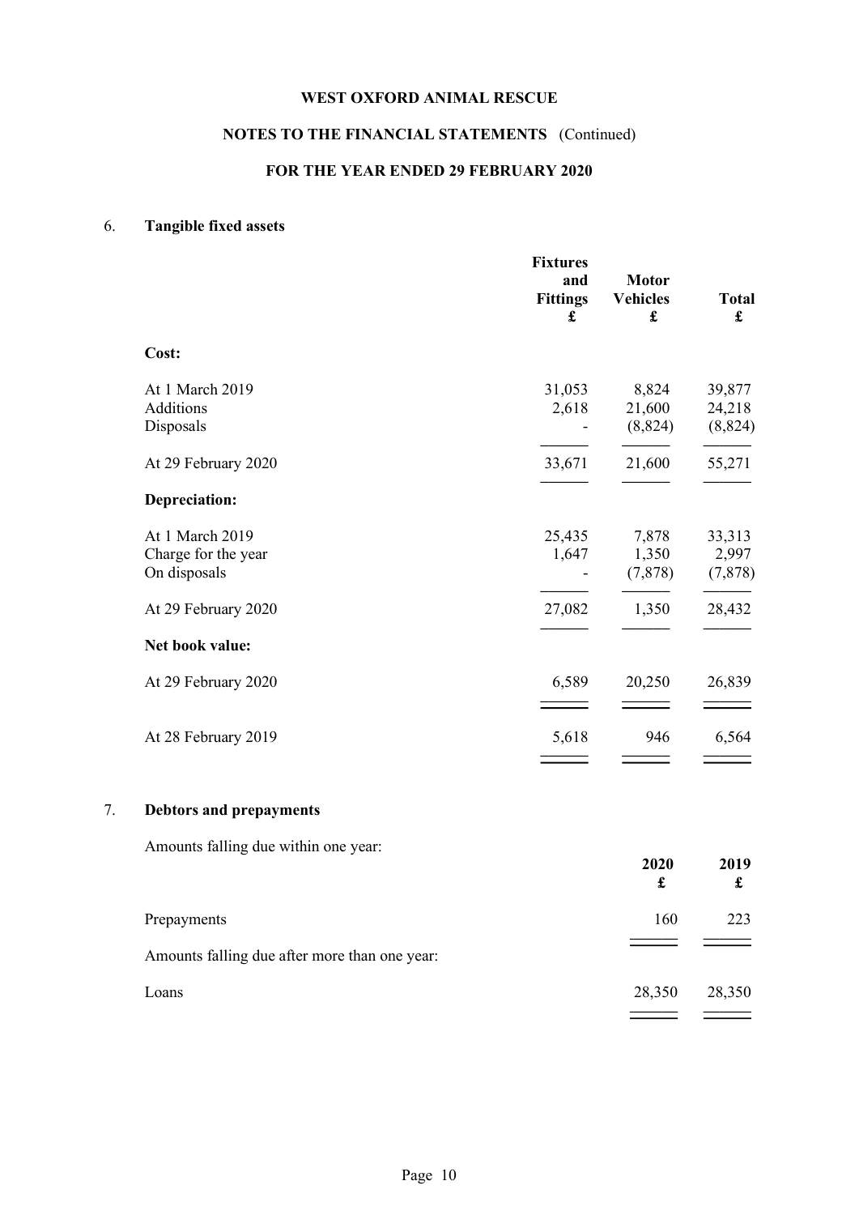# WEST OXFORD ANIMAL RESCUE

## NOTES TO THE FINANCIAL STATEMENTS (Continued)

## FOR THE YEAR ENDED 29 FEBRUARY 2020

### 6. Tangible fixed assets

| | Fixtures and Fittings £ | Motor Vehicles £ | Total £ |
|---|---|---|---|
| **Cost:** | | | |
| At 1 March 2019 | 31,053 | 8,824 | 39,877 |
| Additions | 2,618 | 21,600 | 24,218 |
| Disposals | - | (8,824) | (8,824) |
| At 29 February 2020 | 33,671 | 21,600 | 55,271 |
| **Depreciation:** | | | |
| At 1 March 2019 | 25,435 | 7,878 | 33,313 |
| Charge for the year | 1,647 | 1,350 | 2,997 |
| On disposals | - | (7,878) | (7,878) |
| At 29 February 2020 | 27,082 | 1,350 | 28,432 |
| **Net book value:** | | | |
| At 29 February 2020 | 6,589 | 20,250 | 26,839 |
| At 28 February 2019 | 5,618 | 946 | 6,564 |

### 7. Debtors and prepayments

| Amounts falling due within one year: | 2020 £ | 2019 £ |
|---|---|---|
| Prepayments | 160 | 223 |
| Amounts falling due after more than one year: | | |
| Loans | 28,350 | 28,350 |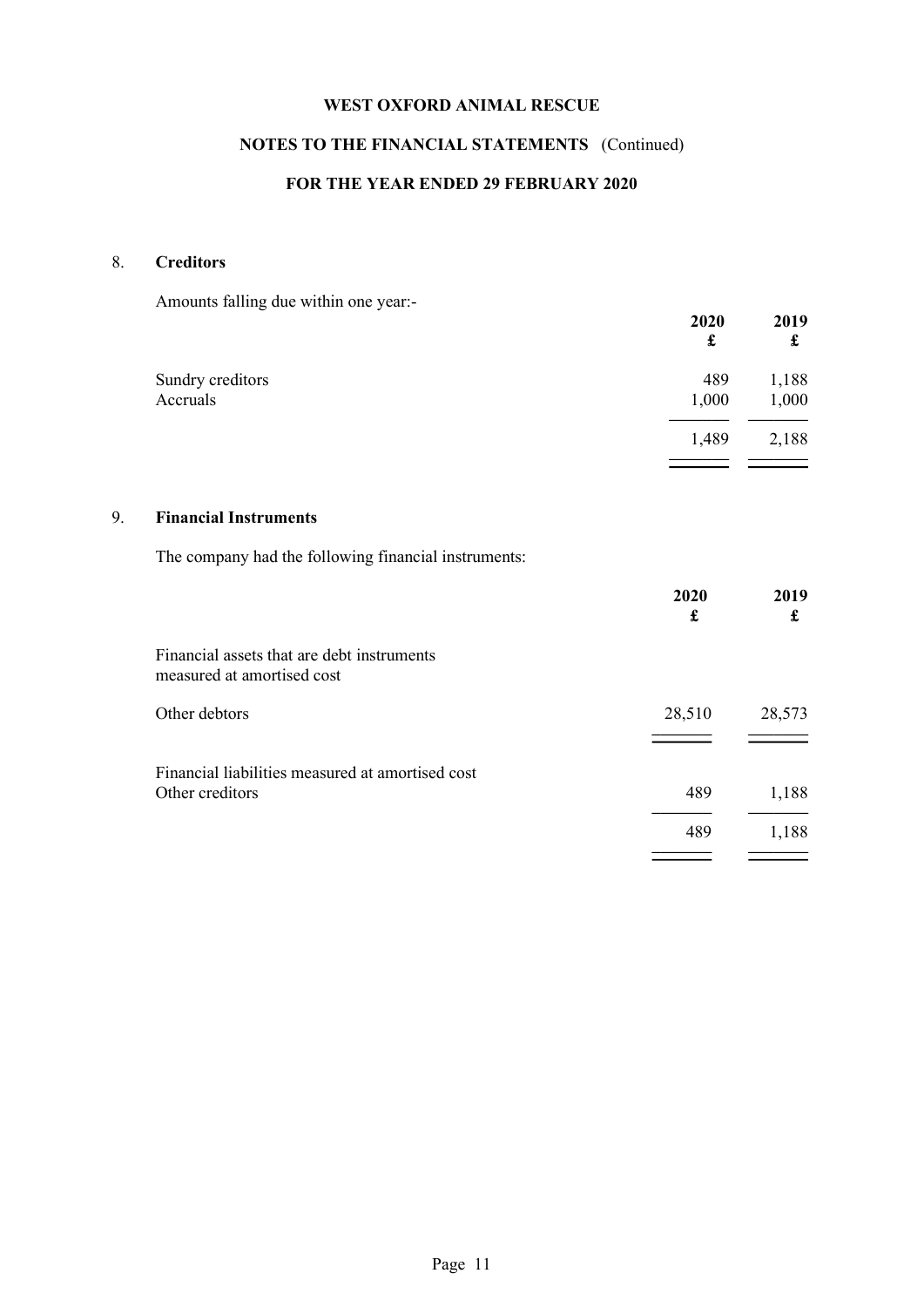# WEST OXFORD ANIMAL RESCUE

## NOTES TO THE FINANCIAL STATEMENTS (Continued)

## FOR THE YEAR ENDED 29 FEBRUARY 2020

### 8. Creditors

Amounts falling due within one year:-

| | 2020 £ | 2019 £ |
|---|---|---|
| Sundry creditors | 489 | 1,188 |
| Accruals | 1,000 | 1,000 |
| | 1,489 | 2,188 |

### 9. Financial Instruments

The company had the following financial instruments:

| | 2020 £ | 2019 £ |
|---|---|---|
| Financial assets that are debt instruments measured at amortised cost | | |
| Other debtors | 28,510 | 28,573 |
| Financial liabilities measured at amortised cost | | |
| Other creditors | 489 | 1,188 |
| | 489 | 1,188 |